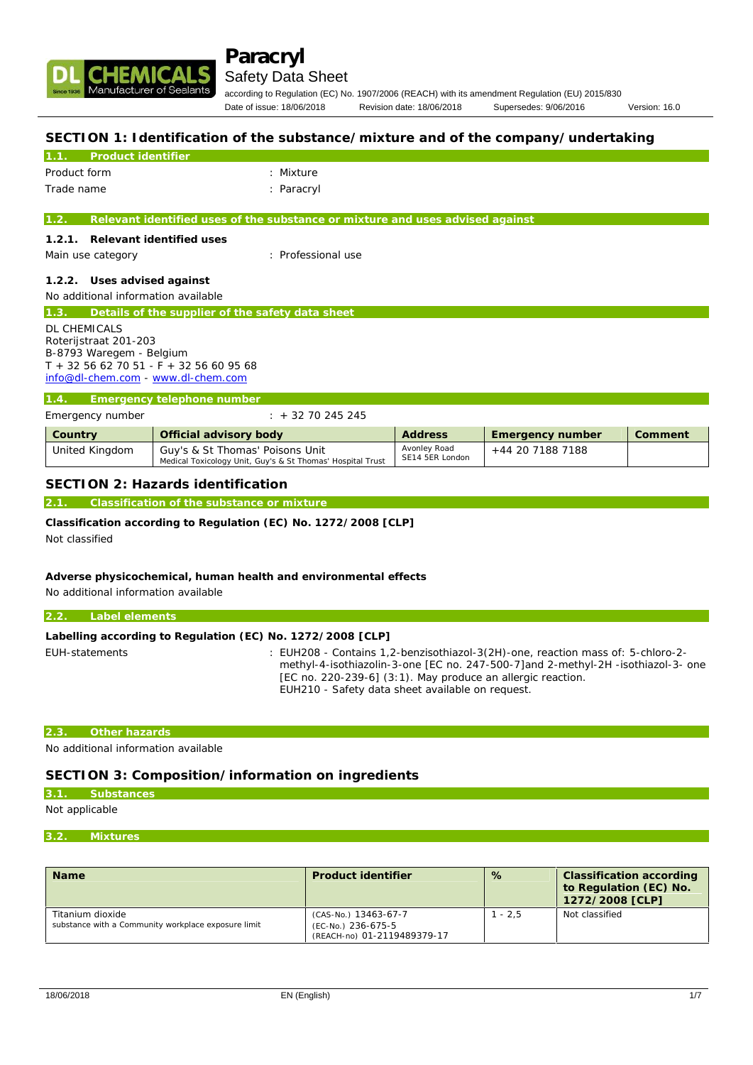# Paracryl

Safety Data Sheet

according to Regulation (EC) No. 1907/2006 (REACH) with its amendment Regulation (EU) 2015/830

Date of issue: 18/06/2018 Revision date: 18/06/2018 Supersedes: 9/06/2016 Version: 16.0

## SECTION 1: Identification of the substance/mixture and of the company/undertaking

### 1.1. Product identifier

Product form : Mixture

Trade name : Paracryl

### 1.2. Relevant identified uses of the substance or mixture and uses advised against

#### 1.2.1. Relevant identified uses

Main use category : Professional use

#### 1.2.2. Uses advised against

No additional information available

### 1.3. Details of the supplier of the safety data sheet

DL CHEMICALS
Roterijstraat 201-203
B-8793 Waregem - Belgium
T + 32 56 62 70 51 - F + 32 56 60 95 68
info@dl-chem.com - www.dl-chem.com

### 1.4. Emergency telephone number

Emergency number : + 32 70 245 245

| Country | Official advisory body | Address | Emergency number | Comment |
|---|---|---|---|---|
| United Kingdom | Guy's & St Thomas' Poisons Unit<br>Medical Toxicology Unit, Guy's & St Thomas' Hospital Trust | Avonley Road<br>SE14 5ER London | +44 20 7188 7188 | |

## SECTION 2: Hazards identification

### 2.1. Classification of the substance or mixture

**Classification according to Regulation (EC) No. 1272/2008 [CLP]**

Not classified

**Adverse physicochemical, human health and environmental effects**

No additional information available

### 2.2. Label elements

**Labelling according to Regulation (EC) No. 1272/2008 [CLP]**

EUH-statements : EUH208 - Contains 1,2-benzisothiazol-3(2H)-one, reaction mass of: 5-chloro-2-methyl-4-isothiazolin-3-one [EC no. 247-500-7]and 2-methyl-2H -isothiazol-3- one [EC no. 220-239-6] (3:1). May produce an allergic reaction.
EUH210 - Safety data sheet available on request.

### 2.3. Other hazards

No additional information available

## SECTION 3: Composition/information on ingredients

### 3.1. Substances

Not applicable

### 3.2. Mixtures

| Name | Product identifier | % | Classification according to Regulation (EC) No. 1272/2008 [CLP] |
|---|---|---|---|
| Titanium dioxide<br>substance with a Community workplace exposure limit | (CAS-No.) 13463-67-7<br>(EC-No.) 236-675-5<br>(REACH-no) 01-2119489379-17 | 1 - 2,5 | Not classified |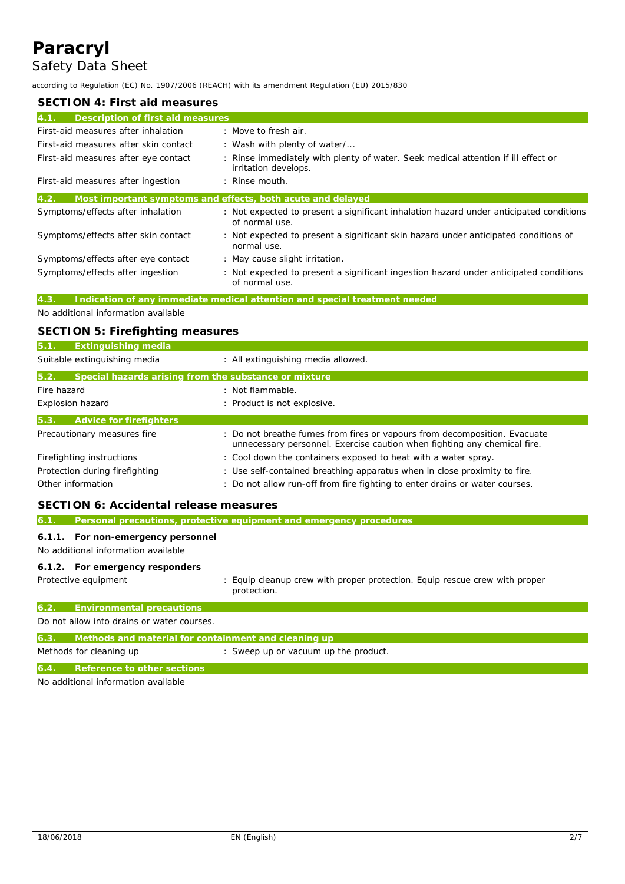## SECTION 4: First aid measures

### 4.1. Description of first aid measures

| | |
|---|---|
| First-aid measures after inhalation | : Move to fresh air. |
| First-aid measures after skin contact | : Wash with plenty of water/…. |
| First-aid measures after eye contact | : Rinse immediately with plenty of water. Seek medical attention if ill effect or irritation develops. |
| First-aid measures after ingestion | : Rinse mouth. |

### 4.2. Most important symptoms and effects, both acute and delayed

| | |
|---|---|
| Symptoms/effects after inhalation | : Not expected to present a significant inhalation hazard under anticipated conditions of normal use. |
| Symptoms/effects after skin contact | : Not expected to present a significant skin hazard under anticipated conditions of normal use. |
| Symptoms/effects after eye contact | : May cause slight irritation. |
| Symptoms/effects after ingestion | : Not expected to present a significant ingestion hazard under anticipated conditions of normal use. |

### 4.3. Indication of any immediate medical attention and special treatment needed

No additional information available

## SECTION 5: Firefighting measures

### 5.1. Extinguishing media

| | |
|---|---|
| Suitable extinguishing media | : All extinguishing media allowed. |

### 5.2. Special hazards arising from the substance or mixture

| | |
|---|---|
| Fire hazard | : Not flammable. |
| Explosion hazard | : Product is not explosive. |

### 5.3. Advice for firefighters

| | |
|---|---|
| Precautionary measures fire | : Do not breathe fumes from fires or vapours from decomposition. Evacuate unnecessary personnel. Exercise caution when fighting any chemical fire. |
| Firefighting instructions | : Cool down the containers exposed to heat with a water spray. |
| Protection during firefighting | : Use self-contained breathing apparatus when in close proximity to fire. |
| Other information | : Do not allow run-off from fire fighting to enter drains or water courses. |

## SECTION 6: Accidental release measures

### 6.1. Personal precautions, protective equipment and emergency procedures

#### 6.1.1. For non-emergency personnel

No additional information available

#### 6.1.2. For emergency responders

| | |
|---|---|
| Protective equipment | : Equip cleanup crew with proper protection. Equip rescue crew with proper protection. |

### 6.2. Environmental precautions

Do not allow into drains or water courses.

### 6.3. Methods and material for containment and cleaning up

| | |
|---|---|
| Methods for cleaning up | : Sweep up or vacuum up the product. |

### 6.4. Reference to other sections

No additional information available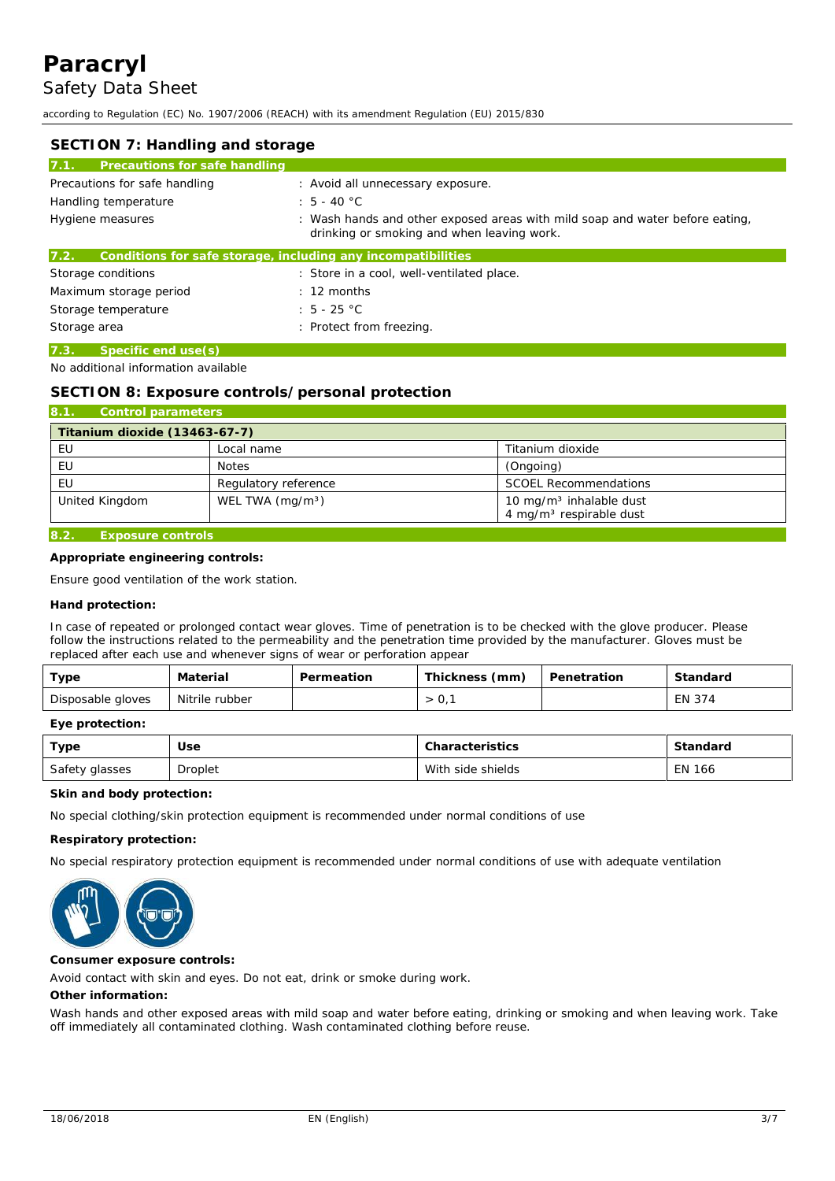## SECTION 7: Handling and storage

### 7.1. Precautions for safe handling

| | |
|---|---|
| Precautions for safe handling | : Avoid all unnecessary exposure. |
| Handling temperature | : 5 - 40 °C |
| Hygiene measures | : Wash hands and other exposed areas with mild soap and water before eating, drinking or smoking and when leaving work. |

### 7.2. Conditions for safe storage, including any incompatibilities

| | |
|---|---|
| Storage conditions | : Store in a cool, well-ventilated place. |
| Maximum storage period | : 12 months |
| Storage temperature | : 5 - 25 °C |
| Storage area | : Protect from freezing. |

### 7.3. Specific end use(s)

No additional information available

## SECTION 8: Exposure controls/personal protection

### 8.1. Control parameters

| Titanium dioxide (13463-67-7) | | |
|---|---|---|
| EU | Local name | Titanium dioxide |
| EU | Notes | (Ongoing) |
| EU | Regulatory reference | SCOEL Recommendations |
| United Kingdom | WEL TWA (mg/m³) | 10 mg/m³ inhalable dust<br>4 mg/m³ respirable dust |

### 8.2. Exposure controls

**Appropriate engineering controls:**

Ensure good ventilation of the work station.

**Hand protection:**

In case of repeated or prolonged contact wear gloves. Time of penetration is to be checked with the glove producer. Please follow the instructions related to the permeability and the penetration time provided by the manufacturer. Gloves must be replaced after each use and whenever signs of wear or perforation appear

| Type | Material | Permeation | Thickness (mm) | Penetration | Standard |
|---|---|---|---|---|---|
| Disposable gloves | Nitrile rubber | | > 0,1 | | EN 374 |

**Eye protection:**

| Type | Use | Characteristics | Standard |
|---|---|---|---|
| Safety glasses | Droplet | With side shields | EN 166 |

**Skin and body protection:**

No special clothing/skin protection equipment is recommended under normal conditions of use

**Respiratory protection:**

No special respiratory protection equipment is recommended under normal conditions of use with adequate ventilation

**Consumer exposure controls:**

Avoid contact with skin and eyes. Do not eat, drink or smoke during work.

**Other information:**

Wash hands and other exposed areas with mild soap and water before eating, drinking or smoking and when leaving work. Take off immediately all contaminated clothing. Wash contaminated clothing before reuse.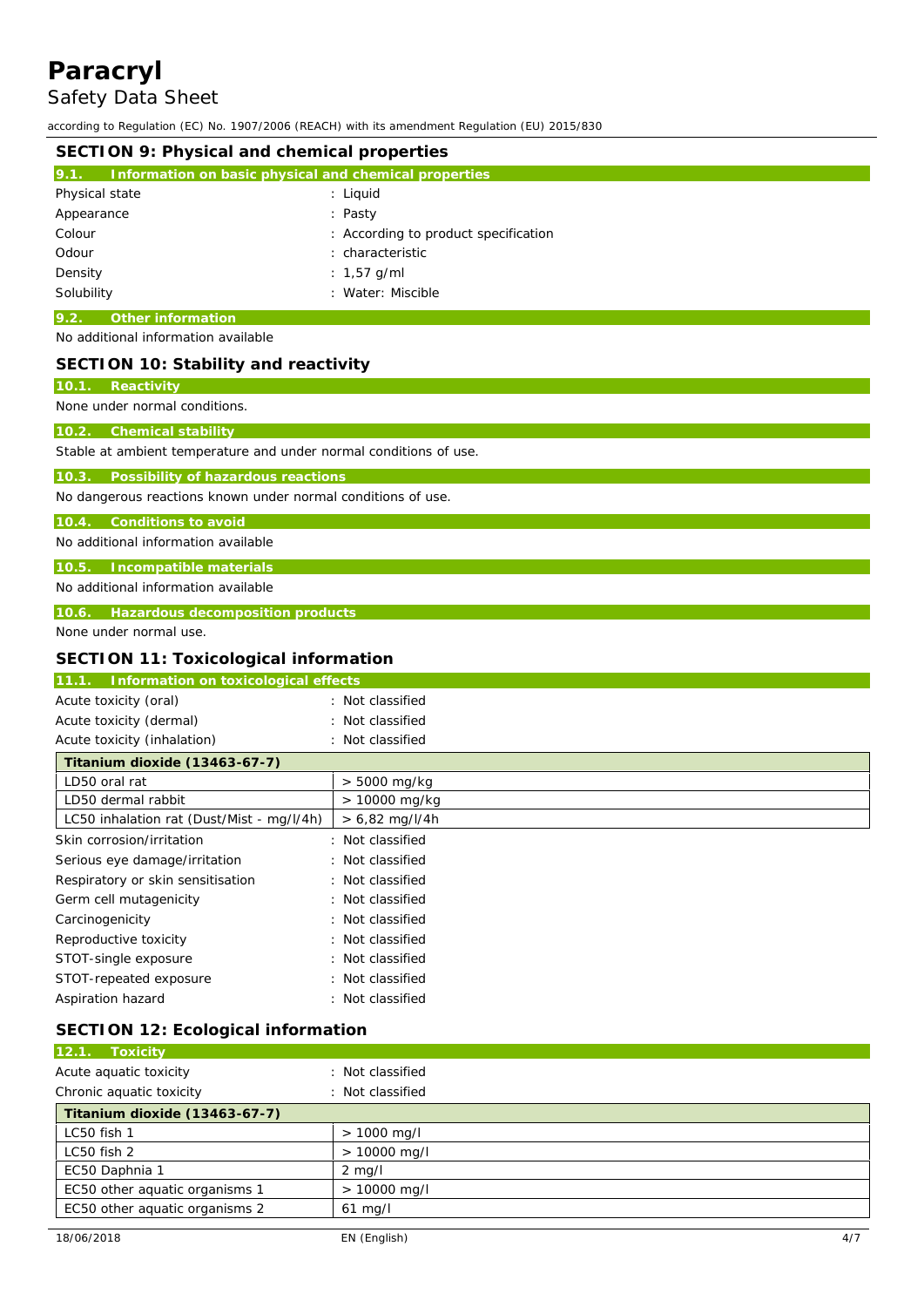## SECTION 9: Physical and chemical properties

### 9.1. Information on basic physical and chemical properties

| | |
|---|---|
| Physical state | : Liquid |
| Appearance | : Pasty |
| Colour | : According to product specification |
| Odour | : characteristic |
| Density | : 1,57 g/ml |
| Solubility | : Water: Miscible |

### 9.2. Other information

No additional information available

## SECTION 10: Stability and reactivity

### 10.1. Reactivity

None under normal conditions.

### 10.2. Chemical stability

Stable at ambient temperature and under normal conditions of use.

### 10.3. Possibility of hazardous reactions

No dangerous reactions known under normal conditions of use.

### 10.4. Conditions to avoid

No additional information available

### 10.5. Incompatible materials

No additional information available

### 10.6. Hazardous decomposition products

None under normal use.

## SECTION 11: Toxicological information

### 11.1. Information on toxicological effects

| | |
|---|---|
| Acute toxicity (oral) | : Not classified |
| Acute toxicity (dermal) | : Not classified |
| Acute toxicity (inhalation) | : Not classified |

| Titanium dioxide (13463-67-7) | |
|---|---|
| LD50 oral rat | > 5000 mg/kg |
| LD50 dermal rabbit | > 10000 mg/kg |
| LC50 inhalation rat (Dust/Mist - mg/l/4h) | > 6,82 mg/l/4h |

| | |
|---|---|
| Skin corrosion/irritation | : Not classified |
| Serious eye damage/irritation | : Not classified |
| Respiratory or skin sensitisation | : Not classified |
| Germ cell mutagenicity | : Not classified |
| Carcinogenicity | : Not classified |
| Reproductive toxicity | : Not classified |
| STOT-single exposure | : Not classified |
| STOT-repeated exposure | : Not classified |
| Aspiration hazard | : Not classified |

## SECTION 12: Ecological information

### 12.1. Toxicity

| | |
|---|---|
| Acute aquatic toxicity | : Not classified |
| Chronic aquatic toxicity | : Not classified |

| Titanium dioxide (13463-67-7) | |
|---|---|
| LC50 fish 1 | > 1000 mg/l |
| LC50 fish 2 | > 10000 mg/l |
| EC50 Daphnia 1 | 2 mg/l |
| EC50 other aquatic organisms 1 | > 10000 mg/l |
| EC50 other aquatic organisms 2 | 61 mg/l |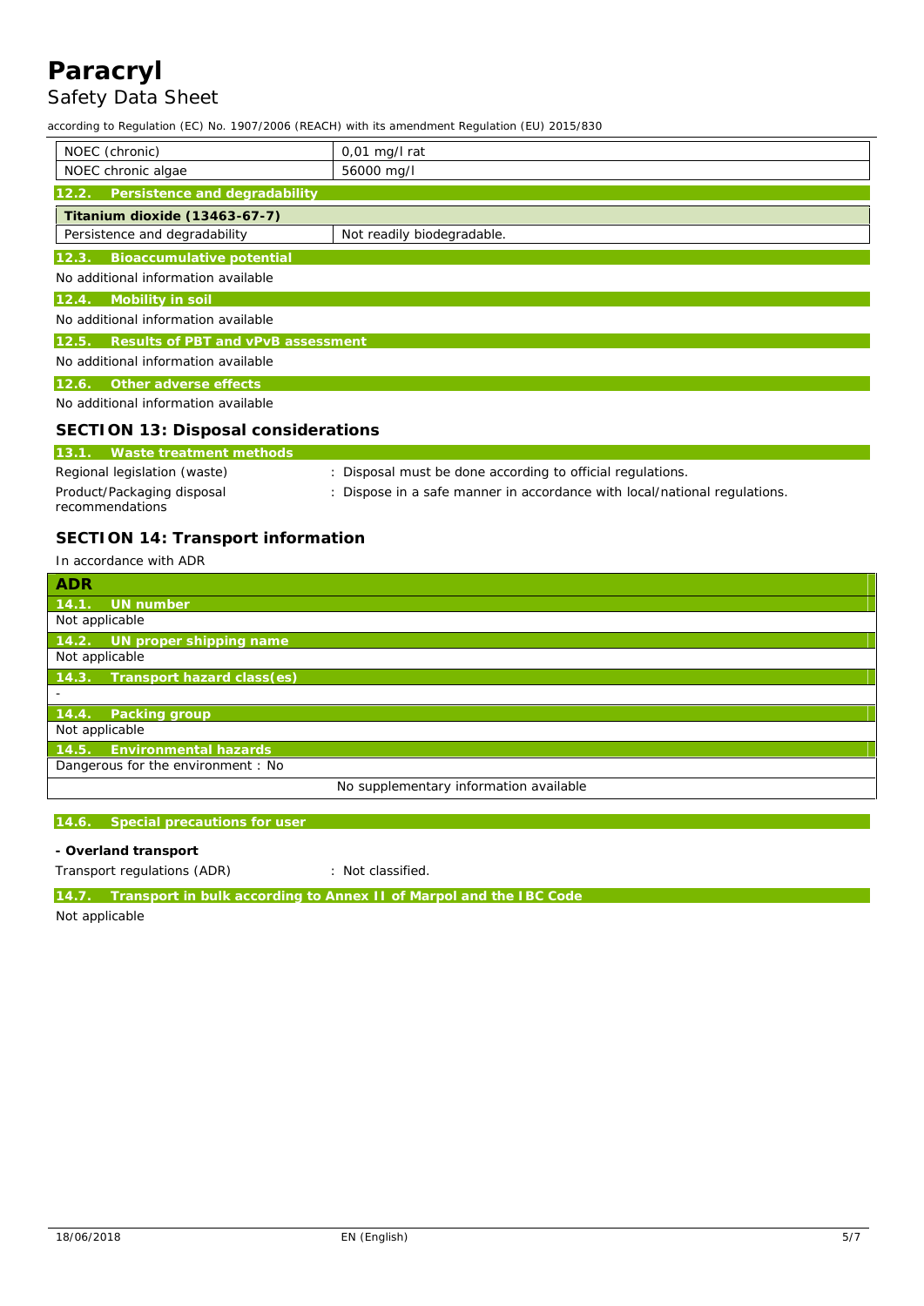| NOEC (chronic) | 0,01 mg/l rat |
|---|---|
| NOEC chronic algae | 56000 mg/l |

### 12.2. Persistence and degradability

| Titanium dioxide (13463-67-7) | |
|---|---|
| Persistence and degradability | Not readily biodegradable. |

### 12.3. Bioaccumulative potential

No additional information available

### 12.4. Mobility in soil

No additional information available

### 12.5. Results of PBT and vPvB assessment

No additional information available

### 12.6. Other adverse effects

No additional information available

## SECTION 13: Disposal considerations

### 13.1. Waste treatment methods

Regional legislation (waste) : Disposal must be done according to official regulations.

Product/Packaging disposal recommendations : Dispose in a safe manner in accordance with local/national regulations.

## SECTION 14: Transport information

In accordance with ADR

| ADR |
|---|
| **14.1. UN number** |
| Not applicable |
| **14.2. UN proper shipping name** |
| Not applicable |
| **14.3. Transport hazard class(es)** |
| - |
| **14.4. Packing group** |
| Not applicable |
| **14.5. Environmental hazards** |
| Dangerous for the environment : No |
| No supplementary information available |

### 14.6. Special precautions for user

**- Overland transport**

Transport regulations (ADR) : Not classified.

### 14.7. Transport in bulk according to Annex II of Marpol and the IBC Code

Not applicable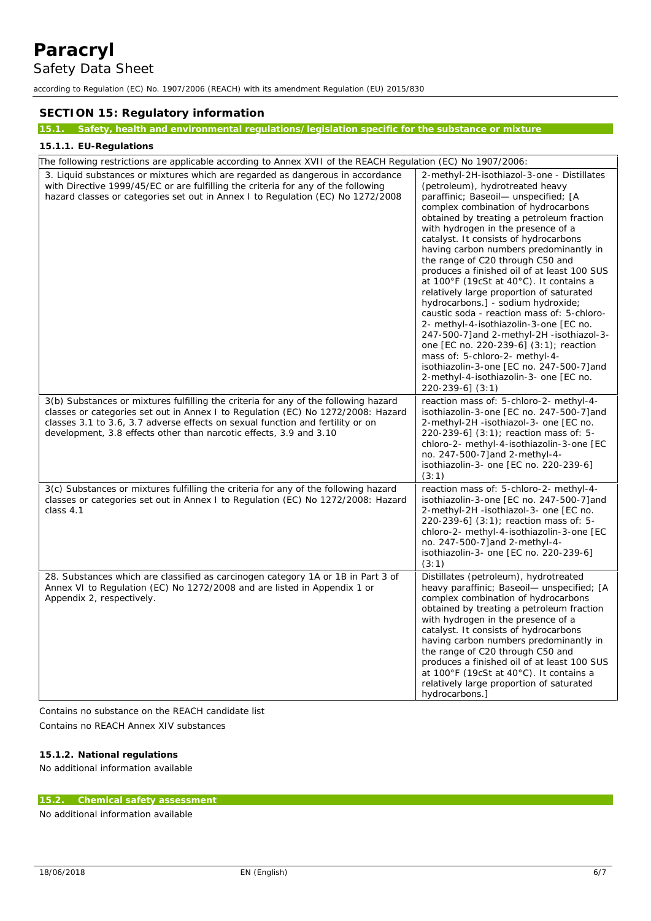## SECTION 15: Regulatory information

### 15.1. Safety, health and environmental regulations/legislation specific for the substance or mixture

#### 15.1.1. EU-Regulations

| The following restrictions are applicable according to Annex XVII of the REACH Regulation (EC) No 1907/2006: | |
|---|---|
| 3. Liquid substances or mixtures which are regarded as dangerous in accordance with Directive 1999/45/EC or are fulfilling the criteria for any of the following hazard classes or categories set out in Annex I to Regulation (EC) No 1272/2008 | 2-methyl-2H-isothiazol-3-one - Distillates (petroleum), hydrotreated heavy paraffinic; Baseoil— unspecified; [A complex combination of hydrocarbons obtained by treating a petroleum fraction with hydrogen in the presence of a catalyst. It consists of hydrocarbons having carbon numbers predominantly in the range of C20 through C50 and produces a finished oil of at least 100 SUS at 100°F (19cSt at 40°C). It contains a relatively large proportion of saturated hydrocarbons.] - sodium hydroxide; caustic soda - reaction mass of: 5-chloro-2- methyl-4-isothiazolin-3-one [EC no. 247-500-7]and 2-methyl-2H -isothiazol-3-one [EC no. 220-239-6] (3:1); reaction mass of: 5-chloro-2- methyl-4-isothiazolin-3-one [EC no. 247-500-7]and 2-methyl-4-isothiazolin-3- one [EC no. 220-239-6] (3:1) |
| 3(b) Substances or mixtures fulfilling the criteria for any of the following hazard classes or categories set out in Annex I to Regulation (EC) No 1272/2008: Hazard classes 3.1 to 3.6, 3.7 adverse effects on sexual function and fertility or on development, 3.8 effects other than narcotic effects, 3.9 and 3.10 | reaction mass of: 5-chloro-2- methyl-4-isothiazolin-3-one [EC no. 247-500-7]and 2-methyl-2H -isothiazol-3- one [EC no. 220-239-6] (3:1); reaction mass of: 5-chloro-2- methyl-4-isothiazolin-3-one [EC no. 247-500-7]and 2-methyl-4-isothiazolin-3- one [EC no. 220-239-6] (3:1) |
| 3(c) Substances or mixtures fulfilling the criteria for any of the following hazard classes or categories set out in Annex I to Regulation (EC) No 1272/2008: Hazard class 4.1 | reaction mass of: 5-chloro-2- methyl-4-isothiazolin-3-one [EC no. 247-500-7]and 2-methyl-2H -isothiazol-3- one [EC no. 220-239-6] (3:1); reaction mass of: 5-chloro-2- methyl-4-isothiazolin-3-one [EC no. 247-500-7]and 2-methyl-4-isothiazolin-3- one [EC no. 220-239-6] (3:1) |
| 28. Substances which are classified as carcinogen category 1A or 1B in Part 3 of Annex VI to Regulation (EC) No 1272/2008 and are listed in Appendix 1 or Appendix 2, respectively. | Distillates (petroleum), hydrotreated heavy paraffinic; Baseoil— unspecified; [A complex combination of hydrocarbons obtained by treating a petroleum fraction with hydrogen in the presence of a catalyst. It consists of hydrocarbons having carbon numbers predominantly in the range of C20 through C50 and produces a finished oil of at least 100 SUS at 100°F (19cSt at 40°C). It contains a relatively large proportion of saturated hydrocarbons.] |

Contains no substance on the REACH candidate list

Contains no REACH Annex XIV substances

#### 15.1.2. National regulations

No additional information available

### 15.2. Chemical safety assessment

No additional information available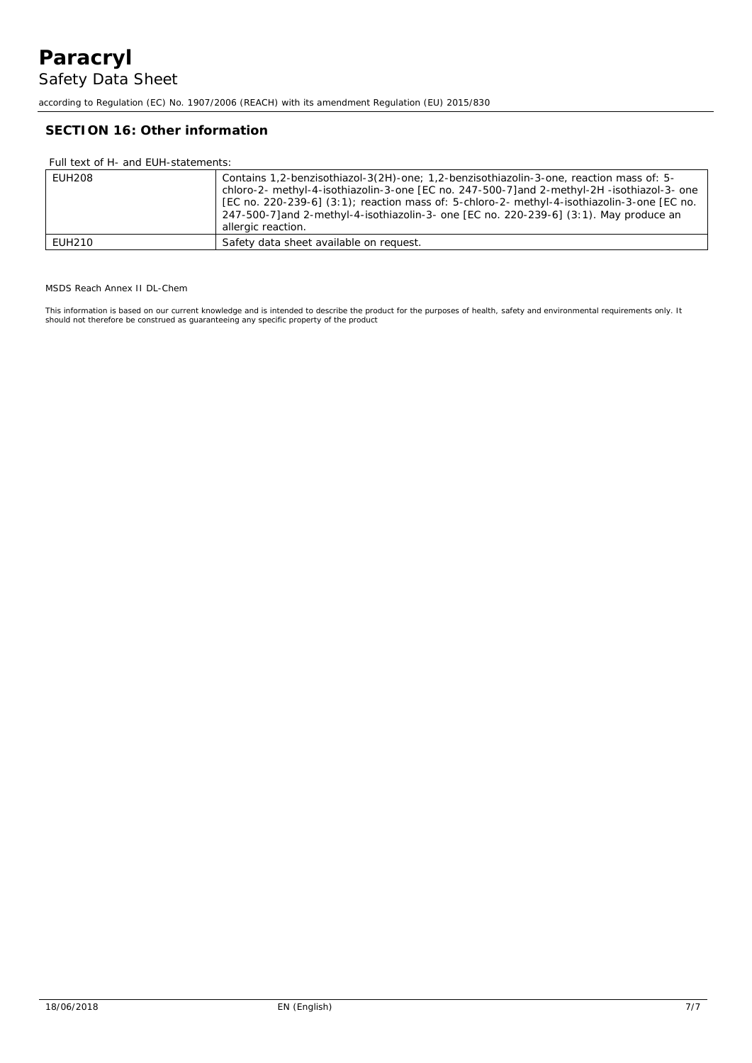## SECTION 16: Other information

Full text of H- and EUH-statements:

| | |
|---|---|
| EUH208 | Contains 1,2-benzisothiazol-3(2H)-one; 1,2-benzisothiazolin-3-one, reaction mass of: 5-chloro-2- methyl-4-isothiazolin-3-one [EC no. 247-500-7]and 2-methyl-2H -isothiazol-3- one [EC no. 220-239-6] (3:1); reaction mass of: 5-chloro-2- methyl-4-isothiazolin-3-one [EC no. 247-500-7]and 2-methyl-4-isothiazolin-3- one [EC no. 220-239-6] (3:1). May produce an allergic reaction. |
| EUH210 | Safety data sheet available on request. |

MSDS Reach Annex II DL-Chem

This information is based on our current knowledge and is intended to describe the product for the purposes of health, safety and environmental requirements only. It should not therefore be construed as guaranteeing any specific property of the product